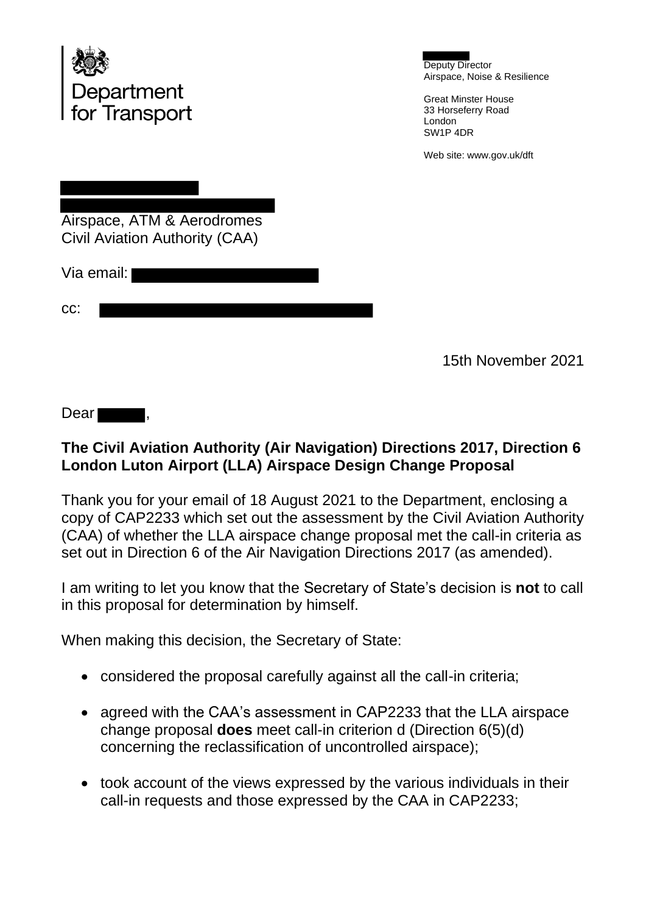Department for Transport

Deputy Director
Airspace, Noise & Resilience

Great Minster House
33 Horseferry Road
London
SW1P 4DR

Web site: www.gov.uk/dft

Airspace, ATM & Aerodromes
Civil Aviation Authority (CAA)

Via email:

cc:

15th November 2021

Dear ,

**The Civil Aviation Authority (Air Navigation) Directions 2017, Direction 6 London Luton Airport (LLA) Airspace Design Change Proposal**

Thank you for your email of 18 August 2021 to the Department, enclosing a copy of CAP2233 which set out the assessment by the Civil Aviation Authority (CAA) of whether the LLA airspace change proposal met the call-in criteria as set out in Direction 6 of the Air Navigation Directions 2017 (as amended).

I am writing to let you know that the Secretary of State's decision is **not** to call in this proposal for determination by himself.

When making this decision, the Secretary of State:

- considered the proposal carefully against all the call-in criteria;
- agreed with the CAA's assessment in CAP2233 that the LLA airspace change proposal **does** meet call-in criterion d (Direction 6(5)(d) concerning the reclassification of uncontrolled airspace);
- took account of the views expressed by the various individuals in their call-in requests and those expressed by the CAA in CAP2233;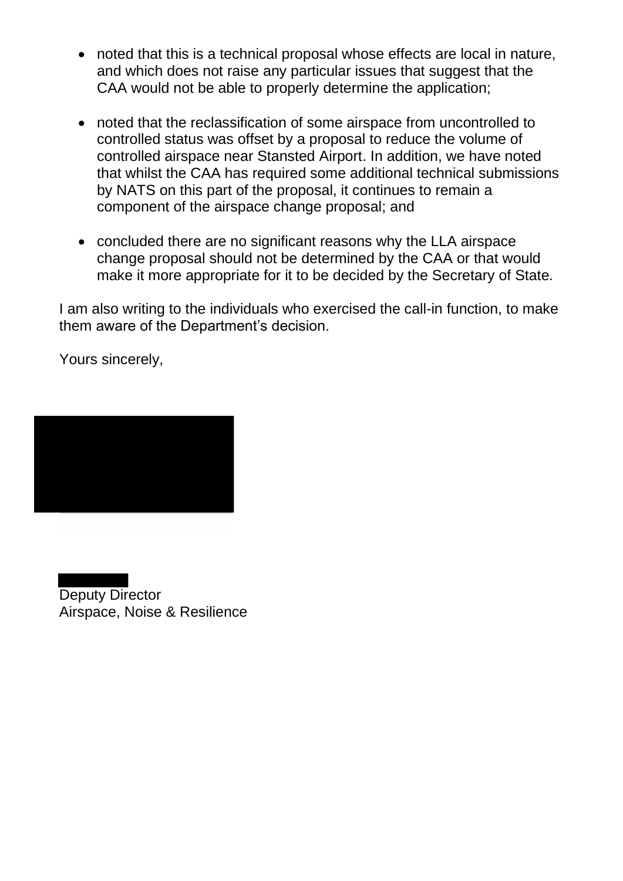- noted that this is a technical proposal whose effects are local in nature, and which does not raise any particular issues that suggest that the CAA would not be able to properly determine the application;

- noted that the reclassification of some airspace from uncontrolled to controlled status was offset by a proposal to reduce the volume of controlled airspace near Stansted Airport. In addition, we have noted that whilst the CAA has required some additional technical submissions by NATS on this part of the proposal, it continues to remain a component of the airspace change proposal; and

- concluded there are no significant reasons why the LLA airspace change proposal should not be determined by the CAA or that would make it more appropriate for it to be decided by the Secretary of State.

I am also writing to the individuals who exercised the call-in function, to make them aware of the Department's decision.

Yours sincerely,

Deputy Director
Airspace, Noise & Resilience